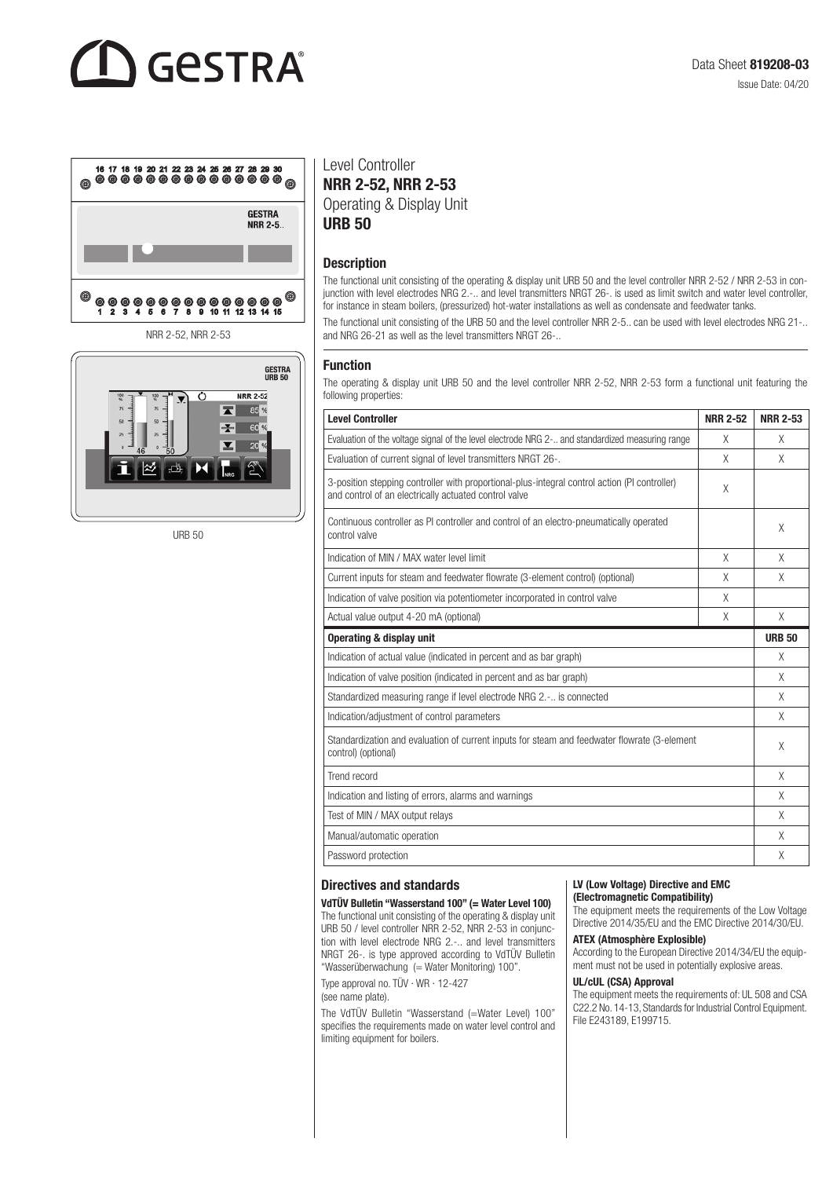# GESTRA

Data Sheet **819208-03**

Issue Date: 04/20

NRR 2-52, NRR 2-53

URB 50

# Level Controller
# NRR 2-52, NRR 2-53
# Operating & Display Unit
# URB 50

## Description

The functional unit consisting of the operating & display unit URB 50 and the level controller NRR 2-52 / NRR 2-53 in conjunction with level electrodes NRG 2.-.. and level transmitters NRGT 26-. is used as limit switch and water level controller, for instance in steam boilers, (pressurized) hot-water installations as well as condensate and feedwater tanks.

The functional unit consisting of the URB 50 and the level controller NRR 2-5.. can be used with level electrodes NRG 21-.. and NRG 26-21 as well as the level transmitters NRGT 26-..

## Function

The operating & display unit URB 50 and the level controller NRR 2-52, NRR 2-53 form a functional unit featuring the following properties:

| **Level Controller** | **NRR 2-52** | **NRR 2-53** |
|---|---|---|
| Evaluation of the voltage signal of the level electrode NRG 2-.. and standardized measuring range | X | X |
| Evaluation of current signal of level transmitters NRGT 26-. | X | X |
| 3-position stepping controller with proportional-plus-integral control action (PI controller) and control of an electrically actuated control valve | X | |
| Continuous controller as PI controller and control of an electro-pneumatically operated control valve | | X |
| Indication of MIN / MAX water level limit | X | X |
| Current inputs for steam and feedwater flowrate (3-element control) (optional) | X | X |
| Indication of valve position via potentiometer incorporated in control valve | X | |
| Actual value output 4-20 mA (optional) | X | X |

| **Operating & display unit** | **URB 50** |
|---|---|
| Indication of actual value (indicated in percent and as bar graph) | X |
| Indication of valve position (indicated in percent and as bar graph) | X |
| Standardized measuring range if level electrode NRG 2.-.. is connected | X |
| Indication/adjustment of control parameters | X |
| Standardization and evaluation of current inputs for steam and feedwater flowrate (3-element control) (optional) | X |
| Trend record | X |
| Indication and listing of errors, alarms and warnings | X |
| Test of MIN / MAX output relays | X |
| Manual/automatic operation | X |
| Password protection | X |

## Directives and standards

**VdTÜV Bulletin "Wasserstand 100" (= Water Level 100)**

The functional unit consisting of the operating & display unit URB 50 / level controller NRR 2-52, NRR 2-53 in conjunction with level electrode NRG 2.-.. and level transmitters NRGT 26-. is type approved according to VdTÜV Bulletin "Wasserüberwachung (= Water Monitoring) 100".

Type approval no. TÜV · WR · 12-427
(see name plate).

The VdTÜV Bulletin "Wasserstand (=Water Level) 100" specifies the requirements made on water level control and limiting equipment for boilers.

**LV (Low Voltage) Directive and EMC (Electromagnetic Compatibility)**

The equipment meets the requirements of the Low Voltage Directive 2014/35/EU and the EMC Directive 2014/30/EU.

**ATEX (Atmosphère Explosible)**

According to the European Directive 2014/34/EU the equipment must not be used in potentially explosive areas.

**UL/cUL (CSA) Approval**

The equipment meets the requirements of: UL 508 and CSA C22.2 No. 14-13, Standards for Industrial Control Equipment. File E243189, E199715.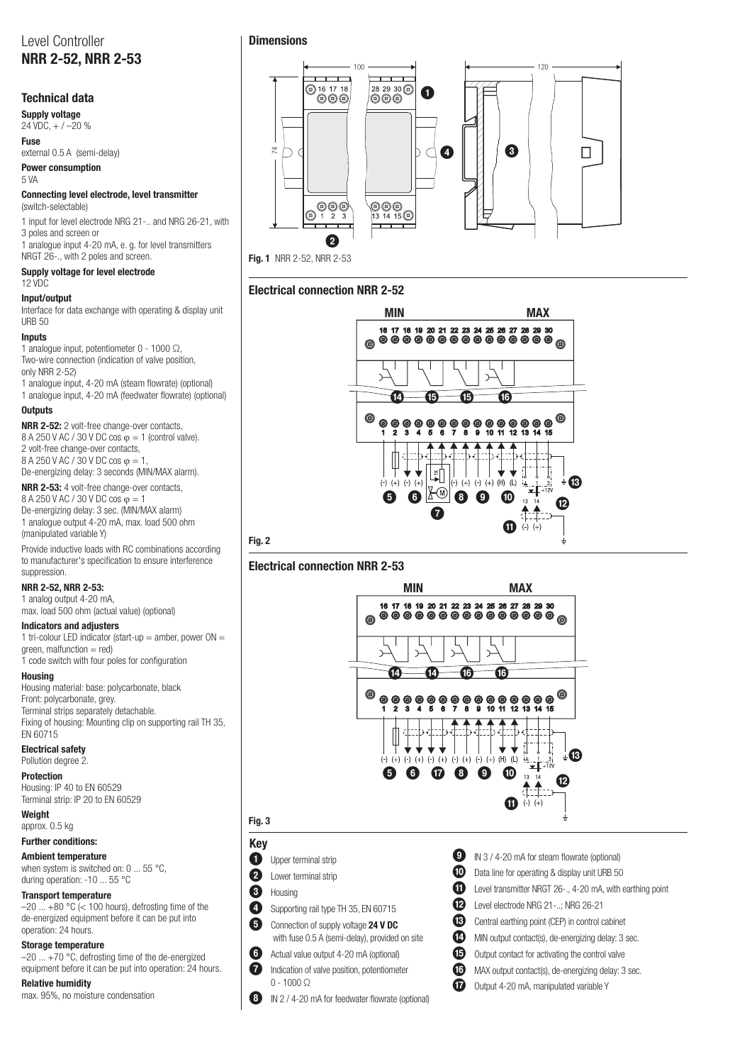# Level Controller
# **NRR 2-52, NRR 2-53**

## Technical data

**Supply voltage**
24 VDC, + / –20 %

**Fuse**
external 0.5 A (semi-delay)

**Power consumption**
5 VA

**Connecting level electrode, level transmitter**
(switch-selectable)

1 input for level electrode NRG 21-.. and NRG 26-21, with 3 poles and screen or
1 analogue input 4-20 mA, e. g. for level transmitters NRGT 26-., with 2 poles and screen.

**Supply voltage for level electrode**
12 VDC

**Input/output**
Interface for data exchange with operating & display unit URB 50

**Inputs**
1 analogue input, potentiometer 0 - 1000 Ω,
Two-wire connection (indication of valve position, only NRR 2-52)
1 analogue input, 4-20 mA (steam flowrate) (optional)
1 analogue input, 4-20 mA (feedwater flowrate) (optional)

**Outputs**

**NRR 2-52:** 2 volt-free change-over contacts,
8 A 250 V AC / 30 V DC cos φ = 1 (control valve).
2 volt-free change-over contacts,
8 A 250 V AC / 30 V DC cos φ = 1,
De-energizing delay: 3 seconds (MIN/MAX alarm).

**NRR 2-53:** 4 volt-free change-over contacts,
8 A 250 V AC / 30 V DC cos φ = 1
De-energizing delay: 3 sec. (MIN/MAX alarm)
1 analogue output 4-20 mA, max. load 500 ohm (manipulated variable Y)

Provide inductive loads with RC combinations according to manufacturer's specification to ensure interference suppression.

**NRR 2-52, NRR 2-53:**
1 analog output 4-20 mA,
max. load 500 ohm (actual value) (optional)

**Indicators and adjusters**
1 tri-colour LED indicator (start-up = amber, power ON = green, malfunction = red)
1 code switch with four poles for configuration

**Housing**
Housing material: base: polycarbonate, black
Front: polycarbonate, grey.
Terminal strips separately detachable.
Fixing of housing: Mounting clip on supporting rail TH 35, EN 60715

**Electrical safety**
Pollution degree 2.

**Protection**
Housing: IP 40 to EN 60529
Terminal strip: IP 20 to EN 60529

**Weight**
approx. 0.5 kg

**Further conditions:**

**Ambient temperature**
when system is switched on: 0 ... 55 °C,
during operation: -10 ... 55 °C

**Transport temperature**
–20 ... +80 °C (< 100 hours), defrosting time of the de-energized equipment before it can be put into operation: 24 hours.

**Storage temperature**
–20 ... +70 °C, defrosting time of the de-energized equipment before it can be put into operation: 24 hours.

**Relative humidity**
max. 95%, no moisture condensation

## Dimensions

**Fig. 1** NRR 2-52, NRR 2-53

## Electrical connection NRR 2-52

**Fig. 2**

## Electrical connection NRR 2-53

**Fig. 3**

## Key

1. Upper terminal strip
2. Lower terminal strip
3. Housing
4. Supporting rail type TH 35, EN 60715
5. Connection of supply voltage **24 V DC** with fuse 0.5 A (semi-delay), provided on site
6. Actual value output 4-20 mA (optional)
7. Indication of valve position, potentiometer 0 - 1000 Ω
8. IN 2 / 4-20 mA for feedwater flowrate (optional)
9. IN 3 / 4-20 mA for steam flowrate (optional)
10. Data line for operating & display unit URB 50
11. Level transmitter NRGT 26-., 4-20 mA, with earthing point
12. Level electrode NRG 21-..; NRG 26-21
13. Central earthing point (CEP) in control cabinet
14. MIN output contact(s), de-energizing delay: 3 sec.
15. Output contact for activating the control valve
16. MAX output contact(s), de-energizing delay: 3 sec.
17. Output 4-20 mA, manipulated variable Y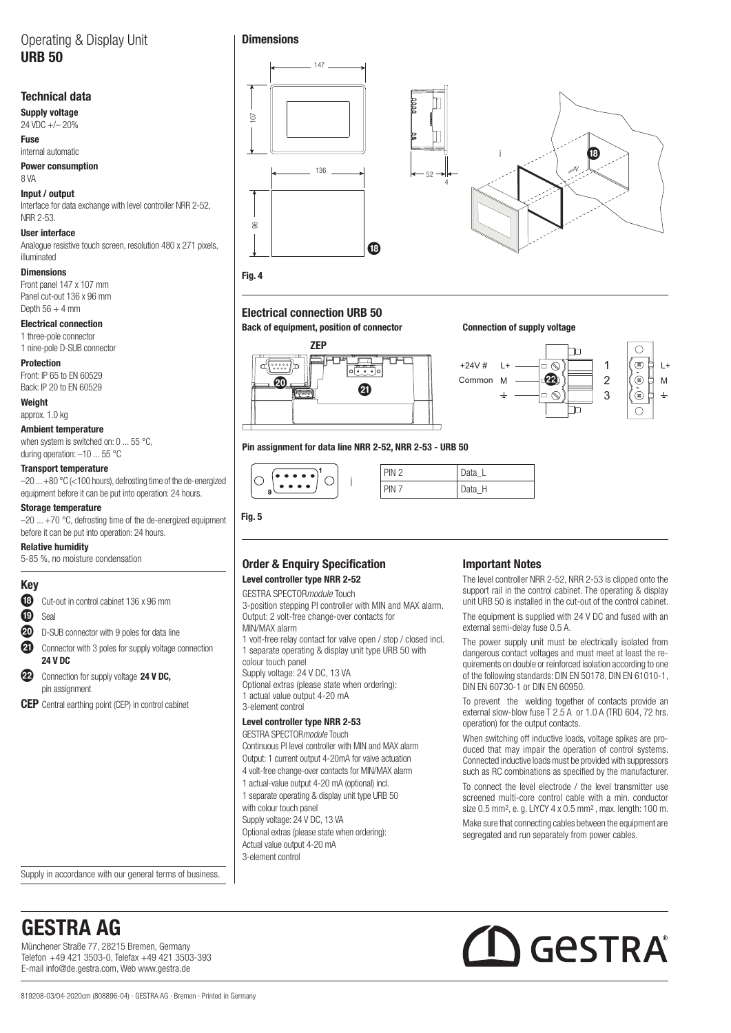# Operating & Display Unit
# URB 50

## Technical data

**Supply voltage**
24 VDC +/– 20%

**Fuse**
internal automatic

**Power consumption**
8 VA

**Input / output**
Interface for data exchange with level controller NRR 2-52, NRR 2-53.

**User interface**
Analogue resistive touch screen, resolution 480 x 271 pixels, illuminated

**Dimensions**
Front panel 147 x 107 mm
Panel cut-out 136 x 96 mm
Depth 56 + 4 mm

**Electrical connection**
1 three-pole connector
1 nine-pole D-SUB connector

**Protection**
Front: IP 65 to EN 60529
Back: IP 20 to EN 60529

**Weight**
approx. 1.0 kg

**Ambient temperature**
when system is switched on: 0 ... 55 °C,
during operation: –10 ... 55 °C

**Transport temperature**
–20 ... +80 °C (<100 hours), defrosting time of the de-energized equipment before it can be put into operation: 24 hours.

**Storage temperature**
–20 ... +70 °C, defrosting time of the de-energized equipment before it can be put into operation: 24 hours.

**Relative humidity**
5-85 %, no moisture condensation

## Key

18 Cut-out in control cabinet 136 x 96 mm

19 Seal

20 D-SUB connector with 9 poles for data line

21 Connector with 3 poles for supply voltage connection **24 V DC**

22 Connection for supply voltage **24 V DC,** pin assignment

**CEP** Central earthing point (CEP) in control cabinet

Supply in accordance with our general terms of business.

## Dimensions

147
107
136
96
52
4
18
i

Fig. 4

## Electrical connection URB 50

**Back of equipment, position of connector**

ZEP
20
21

**Connection of supply voltage**

+24V # L+
Common M
⏚
22
1
2
3
L+
M
⏚

**Pin assignment for data line NRR 2-52, NRR 2-53 - URB 50**

1
9
j

| | |
|---|---|
| PIN 2 | Data_L |
| PIN 7 | Data_H |

Fig. 5

## Order & Enquiry Specification

**Level controller type NRR 2-52**

GESTRA SPECTOR*module* Touch
3-position stepping PI controller with MIN and MAX alarm.
Output: 2 volt-free change-over contacts for MIN/MAX alarm
1 volt-free relay contact for valve open / stop / closed incl.
1 separate operating & display unit type URB 50 with colour touch panel
Supply voltage: 24 V DC, 13 VA
Optional extras (please state when ordering):
1 actual value output 4-20 mA
3-element control

**Level controller type NRR 2-53**

GESTRA SPECTOR*module* Touch
Continuous PI level controller with MIN and MAX alarm
Output: 1 current output 4-20mA for valve actuation
4 volt-free change-over contacts for MIN/MAX alarm
1 actual-value output 4-20 mA (optional) incl.
1 separate operating & display unit type URB 50 with colour touch panel
Supply voltage: 24 V DC, 13 VA
Optional extras (please state when ordering):
Actual value output 4-20 mA
3-element control

## Important Notes

The level controller NRR 2-52, NRR 2-53 is clipped onto the support rail in the control cabinet. The operating & display unit URB 50 is installed in the cut-out of the control cabinet.

The equipment is supplied with 24 V DC and fused with an external semi-delay fuse 0.5 A.

The power supply unit must be electrically isolated from dangerous contact voltages and must meet at least the requirements on double or reinforced isolation according to one of the following standards: DIN EN 50178, DIN EN 61010-1, DIN EN 60730-1 or DIN EN 60950.

To prevent the welding together of contacts provide an external slow-blow fuse T 2.5 A or 1.0 A (TRD 604, 72 hrs. operation) for the output contacts.

When switching off inductive loads, voltage spikes are produced that may impair the operation of control systems. Connected inductive loads must be provided with suppressors such as RC combinations as specified by the manufacturer.

To connect the level electrode / the level transmitter use screened multi-core control cable with a min. conductor size 0.5 mm², e. g. LiYCY 4 x 0.5 mm², max. length: 100 m.

Make sure that connecting cables between the equipment are segregated and run separately from power cables.

# GESTRA AG

Münchener Straße 77, 28215 Bremen, Germany
Telefon +49 421 3503-0, Telefax +49 421 3503-393
E-mail info@de.gestra.com, Web www.gestra.de

GESTRA®

819208-03/04-2020cm (808896-04) · GESTRA AG · Bremen · Printed in Germany